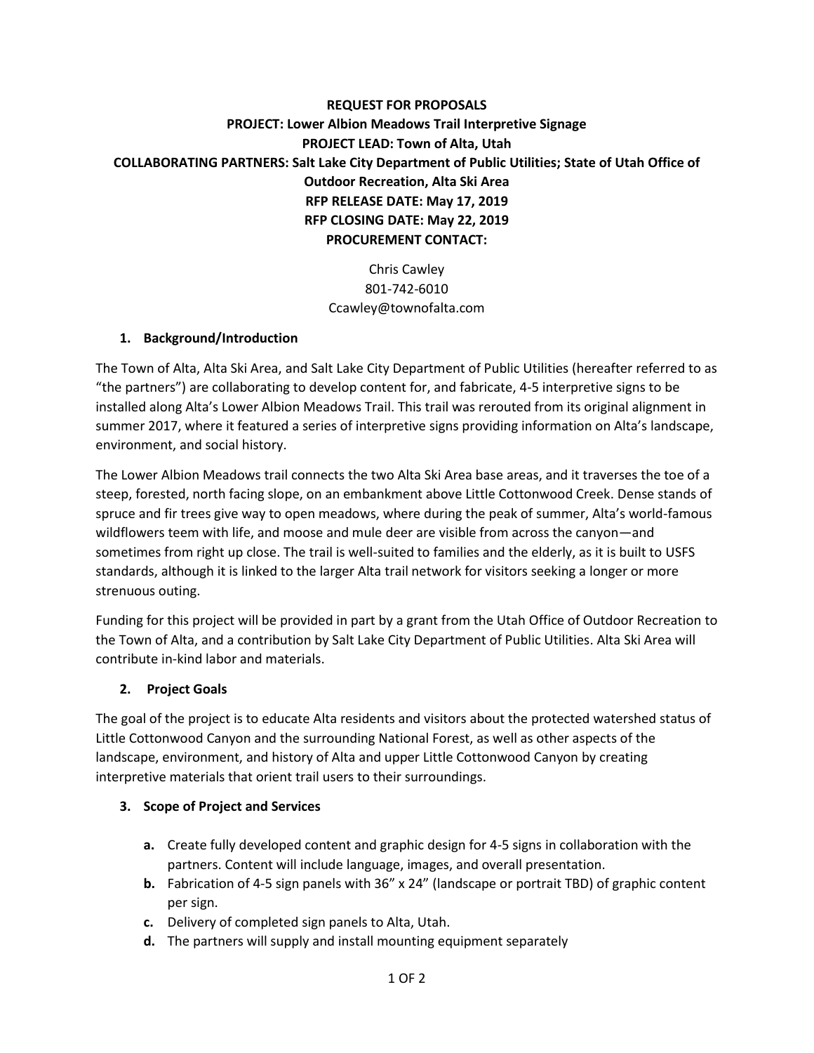**REQUEST FOR PROPOSALS**
**PROJECT: Lower Albion Meadows Trail Interpretive Signage**
**PROJECT LEAD: Town of Alta, Utah**
**COLLABORATING PARTNERS: Salt Lake City Department of Public Utilities; State of Utah Office of Outdoor Recreation, Alta Ski Area**
**RFP RELEASE DATE: May 17, 2019**
**RFP CLOSING DATE: May 22, 2019**
**PROCUREMENT CONTACT:**

Chris Cawley
801-742-6010
Ccawley@townofalta.com

## 1. Background/Introduction

The Town of Alta, Alta Ski Area, and Salt Lake City Department of Public Utilities (hereafter referred to as "the partners") are collaborating to develop content for, and fabricate, 4-5 interpretive signs to be installed along Alta's Lower Albion Meadows Trail. This trail was rerouted from its original alignment in summer 2017, where it featured a series of interpretive signs providing information on Alta's landscape, environment, and social history.

The Lower Albion Meadows trail connects the two Alta Ski Area base areas, and it traverses the toe of a steep, forested, north facing slope, on an embankment above Little Cottonwood Creek. Dense stands of spruce and fir trees give way to open meadows, where during the peak of summer, Alta's world-famous wildflowers teem with life, and moose and mule deer are visible from across the canyon—and sometimes from right up close. The trail is well-suited to families and the elderly, as it is built to USFS standards, although it is linked to the larger Alta trail network for visitors seeking a longer or more strenuous outing.

Funding for this project will be provided in part by a grant from the Utah Office of Outdoor Recreation to the Town of Alta, and a contribution by Salt Lake City Department of Public Utilities. Alta Ski Area will contribute in-kind labor and materials.

## 2. Project Goals

The goal of the project is to educate Alta residents and visitors about the protected watershed status of Little Cottonwood Canyon and the surrounding National Forest, as well as other aspects of the landscape, environment, and history of Alta and upper Little Cottonwood Canyon by creating interpretive materials that orient trail users to their surroundings.

## 3. Scope of Project and Services

- **a.** Create fully developed content and graphic design for 4-5 signs in collaboration with the partners. Content will include language, images, and overall presentation.
- **b.** Fabrication of 4-5 sign panels with 36" x 24" (landscape or portrait TBD) of graphic content per sign.
- **c.** Delivery of completed sign panels to Alta, Utah.
- **d.** The partners will supply and install mounting equipment separately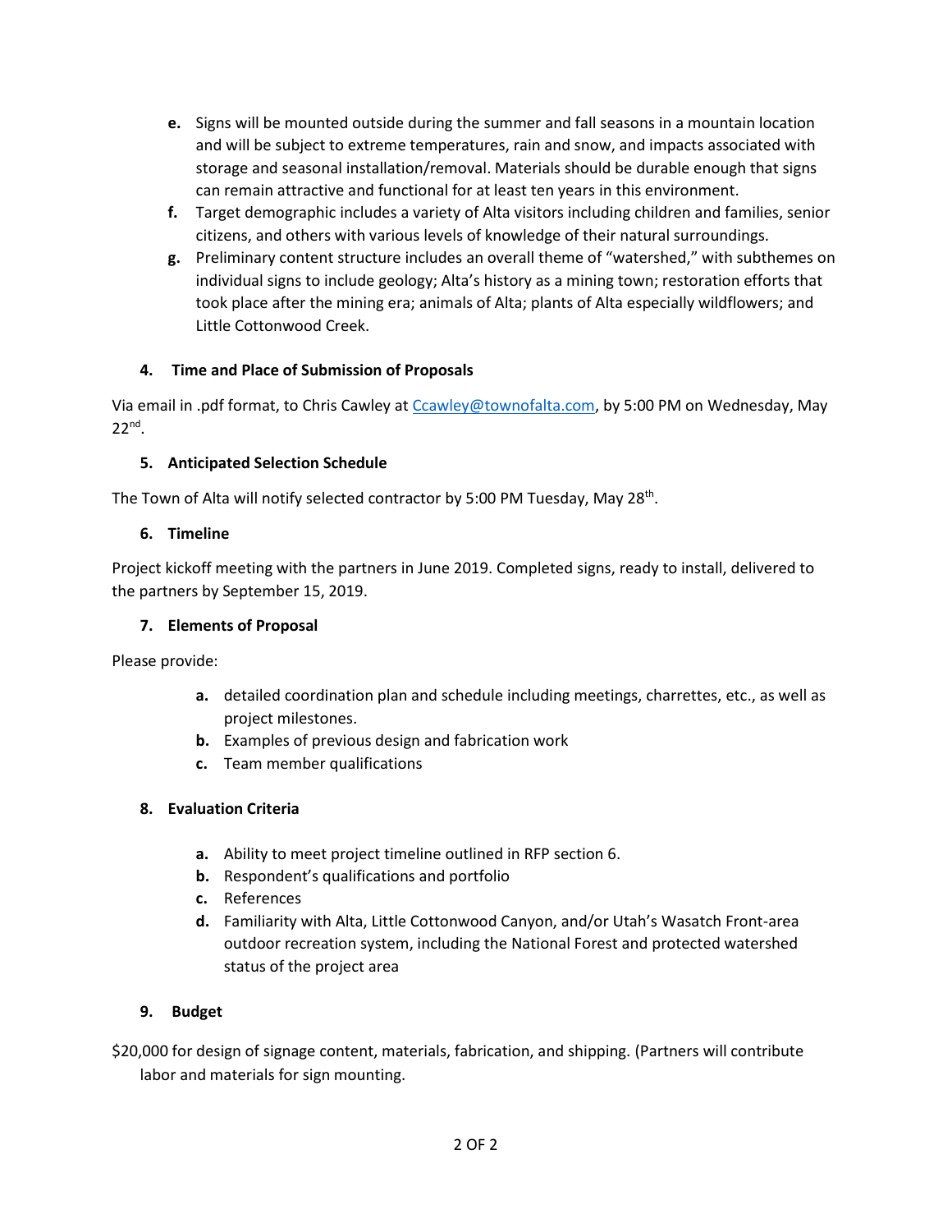- **e.** Signs will be mounted outside during the summer and fall seasons in a mountain location and will be subject to extreme temperatures, rain and snow, and impacts associated with storage and seasonal installation/removal. Materials should be durable enough that signs can remain attractive and functional for at least ten years in this environment.
- **f.** Target demographic includes a variety of Alta visitors including children and families, senior citizens, and others with various levels of knowledge of their natural surroundings.
- **g.** Preliminary content structure includes an overall theme of "watershed," with subthemes on individual signs to include geology; Alta's history as a mining town; restoration efforts that took place after the mining era; animals of Alta; plants of Alta especially wildflowers; and Little Cottonwood Creek.

### 4. Time and Place of Submission of Proposals

Via email in .pdf format, to Chris Cawley at Ccawley@townofalta.com, by 5:00 PM on Wednesday, May 22nd.

### 5. Anticipated Selection Schedule

The Town of Alta will notify selected contractor by 5:00 PM Tuesday, May 28th.

### 6. Timeline

Project kickoff meeting with the partners in June 2019. Completed signs, ready to install, delivered to the partners by September 15, 2019.

### 7. Elements of Proposal

Please provide:

- **a.** detailed coordination plan and schedule including meetings, charrettes, etc., as well as project milestones.
- **b.** Examples of previous design and fabrication work
- **c.** Team member qualifications

### 8. Evaluation Criteria

- **a.** Ability to meet project timeline outlined in RFP section 6.
- **b.** Respondent's qualifications and portfolio
- **c.** References
- **d.** Familiarity with Alta, Little Cottonwood Canyon, and/or Utah's Wasatch Front-area outdoor recreation system, including the National Forest and protected watershed status of the project area

### 9. Budget

$20,000 for design of signage content, materials, fabrication, and shipping. (Partners will contribute labor and materials for sign mounting.